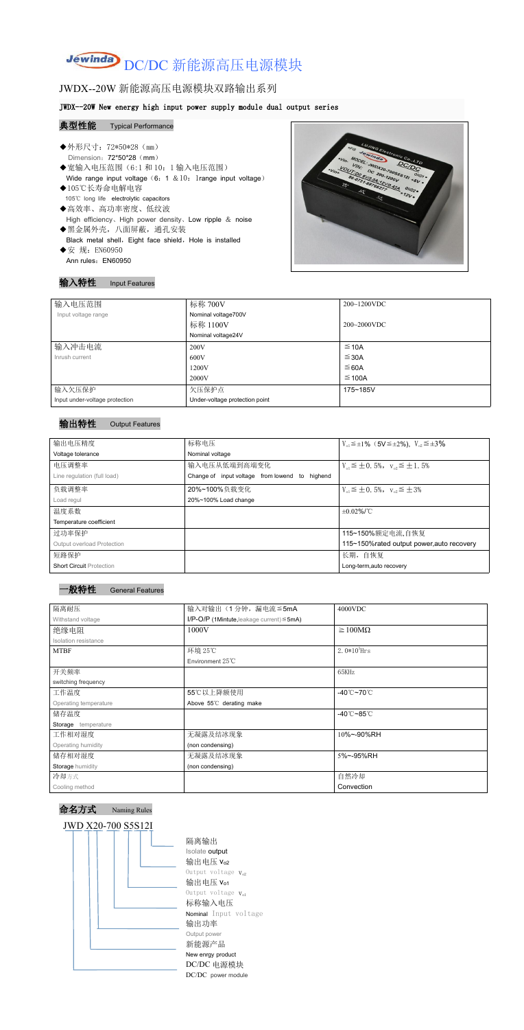# DC/DC 新能源高压电源模块

## JWDX--20W 新能源高压电源模块双路输出系列

**JWDX--20W New energy high input power supply module dual output series**

### 典型性能 Typical Performance

- ◆外形尺寸：72*50*28（mm）
  Dimension：72*50*28（mm）
- ◆宽输入电压范围（6:1 和 10：1 输入电压范围）
  Wide range input voltage（6：1 ＆10：1range input voltage）
- ◆105℃长寿命电解电容
  105℃ long life electrolytic capacitors
- ◆高效率、高功率密度、低纹波
  High efficiency、High power density、Low ripple ＆ noise
- ◆黑金属外壳，八面屏蔽，通孔安装
  Black metal shell，Eight face shield，Hole is installed
- ◆安 规：EN60950
  Ann rules：EN60950

### 输入特性 Input Features

| 输入电压范围<br>Input voltage range | 标称 700V<br>Nominal voltage700V | 200~1200VDC |
|---|---|---|
| | 标称 1100V<br>Nominal voltage24V | 200~2000VDC |
| 输入冲击电流<br>Inrush current | 200V | ≦10A |
| | 600V | ≦30A |
| | 1200V | ≦60A |
| | 2000V | ≦100A |
| 输入欠压保护<br>Input under-voltage protection | 欠压保护点<br>Under-voltage protection point | 175~185V |

### 输出特性 Output Features

| 输出电压精度<br>Voltage tolerance | 标称电压<br>Nominal voltage | $V_{o1}$≦±1%（5V≦±2%），$V_{o2}$≦±3% |
|---|---|---|
| 电压调整率<br>Line regulation (full load) | 输入电压从低端到高端变化<br>Change of input voltage from lowend to highend | $V_{o1}$≦±0.5%，$V_{o2}$≦±1.5% |
| 负载调整率<br>Load regul | 20%~100%负载变化<br>20%~100% Load change | $V_{o1}$≦±0.5%，$V_{o2}$≦±3% |
| 温度系数<br>Temperature coefficient | | ±0.02%/℃ |
| 过功率保护<br>Output overload Protection | | 115~150%额定电流,自恢复<br>115~150%rated output power,auto recovery |
| 短路保护<br>Short Circuit Protection | | 长期，自恢复<br>Long-term,auto recovery |

### 一般特性 General Features

| 隔离耐压<br>Withstand voltage | 输入对输出（1 分钟，漏电流≦5mA<br>I/P-O/P (1Mintute,leakage current)≦5mA) | 4000VDC |
|---|---|---|
| 绝缘电阻<br>Isolation resistance | 1000V | ≧100MΩ |
| MTBF | 环境 25℃<br>Environment 25℃ | $2.0*10^5$Hrs |
| 开关频率<br>switching frequency | | 65KHz |
| 工作温度<br>Operating temperature | 55℃以上降额使用<br>Above 55℃ derating make | -40℃~70℃ |
| 储存温度<br>Storage temperature | | -40℃~85℃ |
| 工作相对湿度<br>Operating humidity | 无凝露及结冰现象<br>(non condensing) | 10%~-90%RH |
| 储存相对湿度<br>Storage humidity | 无凝露及结冰现象<br>(non condensing) | 5%~-95%RH |
| 冷却方式<br>Cooling method | | 自然冷却<br>Convection |

### 命名方式 Naming Rules

JWD X20-700 S5S12I

- 隔离输出 Isolate output
- 输出电压 $V_{o2}$ Output voltage $V_{o2}$
- 输出电压 $V_{o1}$ Output voltage $V_{o1}$
- 标称输入电压 Nominal Input voltage
- 输出功率 Output power
- 新能源产品 New enrgy product
- DC/DC 电源模块 DC/DC power module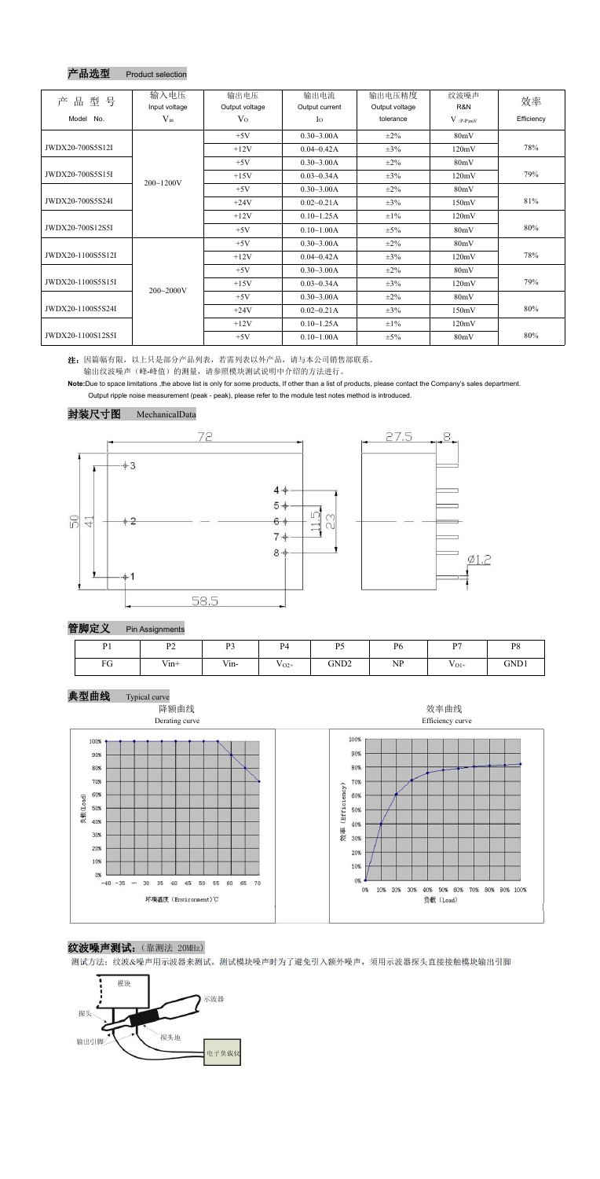## 产品选型 Product selection

| 产 品 型 号<br>Model No. | 输入电压<br>Input voltage<br>$V_{in}$ | 输出电压<br>Output voltage<br>$V_O$ | 输出电流<br>Output current<br>$I_O$ | 输出电压精度<br>Output voltage tolerance | 纹波噪声<br>R&N<br>$V_{(P-P)mV}$ | 效率<br>Efficiency |
|---|---|---|---|---|---|---|
| JWDX20-700S5S12I | 200~1200V | +5V | 0.30~3.00A | ±2% | 80mV | 78% |
| | | +12V | 0.04~0.42A | ±3% | 120mV | |
| JWDX20-700S5S15I | | +5V | 0.30~3.00A | ±2% | 80mV | 79% |
| | | +15V | 0.03~0.34A | ±3% | 120mV | |
| JWDX20-700S5S24I | | +5V | 0.30~3.00A | ±2% | 80mV | 81% |
| | | +24V | 0.02~0.21A | ±3% | 150mV | |
| JWDX20-700S12S5I | | +12V | 0.10~1.25A | ±1% | 120mV | 80% |
| | | +5V | 0.10~1.00A | ±5% | 80mV | |
| JWDX20-1100S5S12I | 200~2000V | +5V | 0.30~3.00A | ±2% | 80mV | 78% |
| | | +12V | 0.04~0.42A | ±3% | 120mV | |
| JWDX20-1100S5S15I | | +5V | 0.30~3.00A | ±2% | 80mV | 79% |
| | | +15V | 0.03~0.34A | ±3% | 120mV | |
| JWDX20-1100S5S24I | | +5V | 0.30~3.00A | ±2% | 80mV | 80% |
| | | +24V | 0.02~0.21A | ±3% | 150mV | |
| JWDX20-1100S12S5I | | +12V | 0.10~1.25A | ±1% | 120mV | 80% |
| | | +5V | 0.10~1.00A | ±5% | 80mV | |

**注：**因篇幅有限，以上只是部分产品列表，若需列表以外产品，请与本公司销售部联系。
输出纹波噪声（峰-峰值）的测量，请参照模块测试说明中介绍的方法进行。

**Note:**Due to space limitations ,the above list is only for some products, If other than a list of products, please contact the Company's sales department.
Output ripple noise measurement (peak - peak), please refer to the module test notes method is introduced.

## 封装尺寸图 MechanicalData

72
58.5
50
41
11.5
23
27.5
8
Ø1.2
1 2 3 4 5 6 7 8

## 管脚定义 Pin Assignments

| P1 | P2 | P3 | P4 | P5 | P6 | P7 | P8 |
|---|---|---|---|---|---|---|---|
| FG | Vin+ | Vin- | $V_{O2+}$ | GND2 | NP | $V_{O1+}$ | GND1 |

## 典型曲线 Typical curve

降额曲线
Derating curve

负载(Load)
100% 90% 80% 70% 60% 50% 40% 30% 20% 10% 0%
-40 -35 … 30 35 40 45 50 55 60 65 70
环境温度（Environment）℃

效率曲线
Efficiency curve

效率（Efficiency）
100% 90% 80% 70% 60% 50% 40% 30% 20% 10% 0%
0% 10% 20% 30% 40% 50% 60% 70% 80% 90% 100%
负载（Load）

## 纹波噪声测试：（靠测法 20MHz）

测试方法：纹波&噪声用示波器来测试，测试模块噪声时为了避免引入额外噪声，须用示波器探头直接接触模块输出引脚

模块
示波器
探头
探头地
输出引脚
电子负载仪